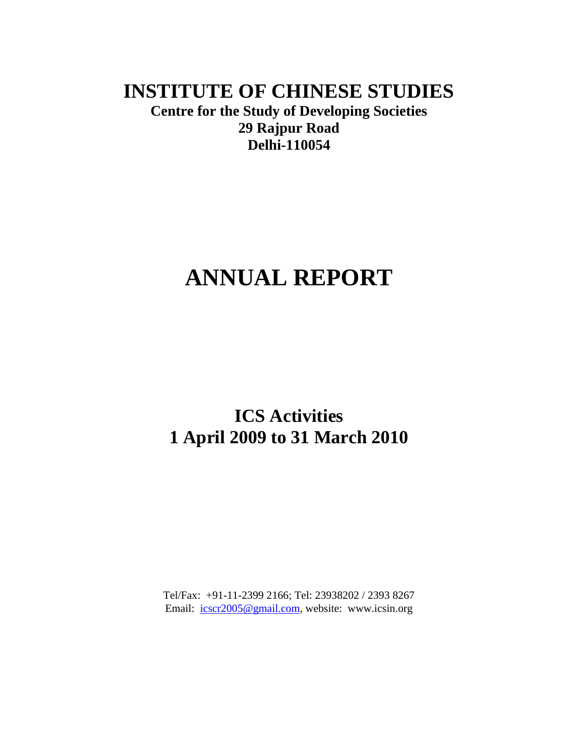# INSTITUTE OF CHINESE STUDIES

**Centre for the Study of Developing Societies**
**29 Rajpur Road**
**Delhi-110054**

# ANNUAL REPORT

## ICS Activities
## 1 April 2009 to 31 March 2010

Tel/Fax: +91-11-2399 2166; Tel: 23938202 / 2393 8267
Email: icscr2005@gmail.com, website: www.icsin.org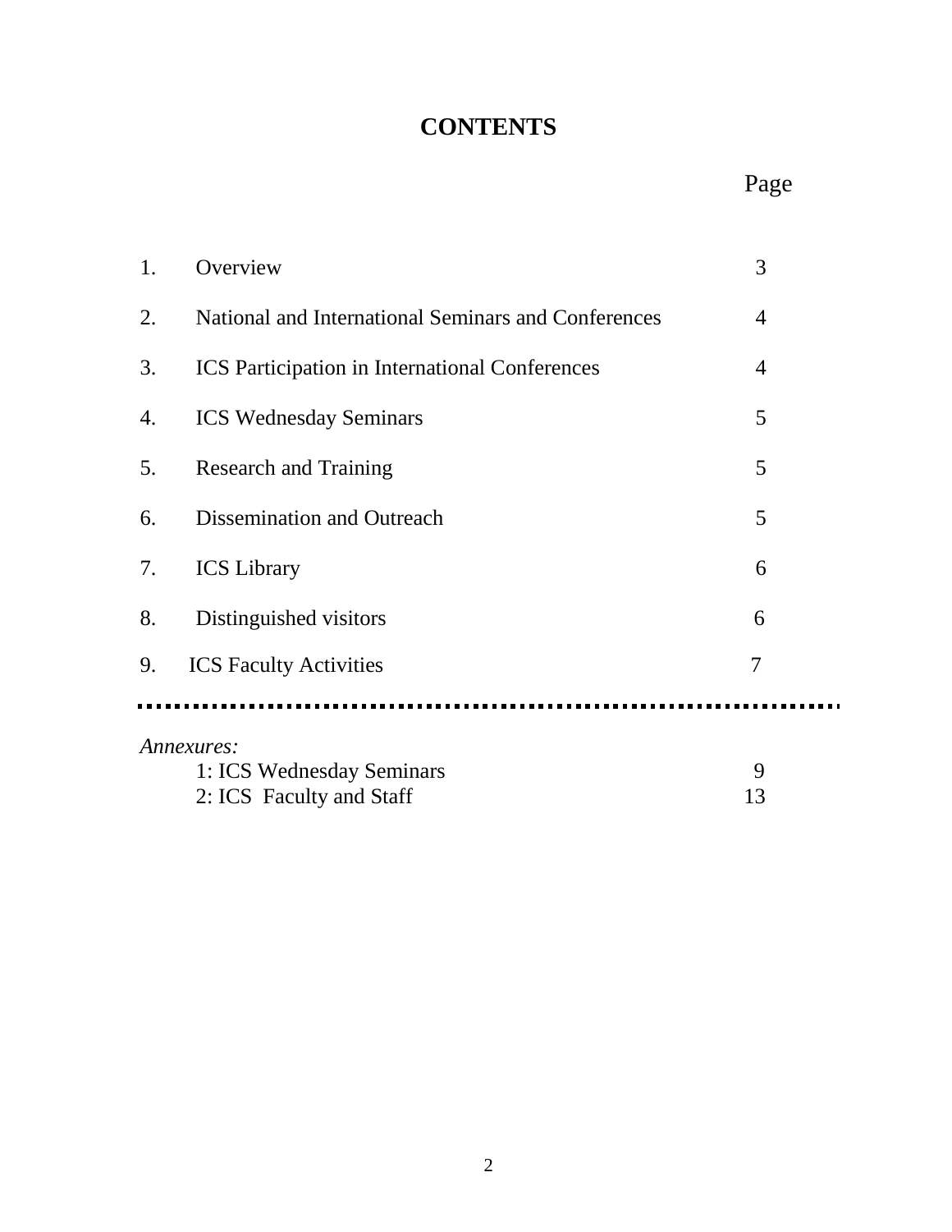# CONTENTS

| | | Page |
|---|---|---|
| 1. | Overview | 3 |
| 2. | National and International Seminars and Conferences | 4 |
| 3. | ICS Participation in International Conferences | 4 |
| 4. | ICS Wednesday Seminars | 5 |
| 5. | Research and Training | 5 |
| 6. | Dissemination and Outreach | 5 |
| 7. | ICS Library | 6 |
| 8. | Distinguished visitors | 6 |
| 9. | ICS Faculty Activities | 7 |

*Annexures:*

| | |
|---|---|
| 1: ICS Wednesday Seminars | 9 |
| 2: ICS Faculty and Staff | 13 |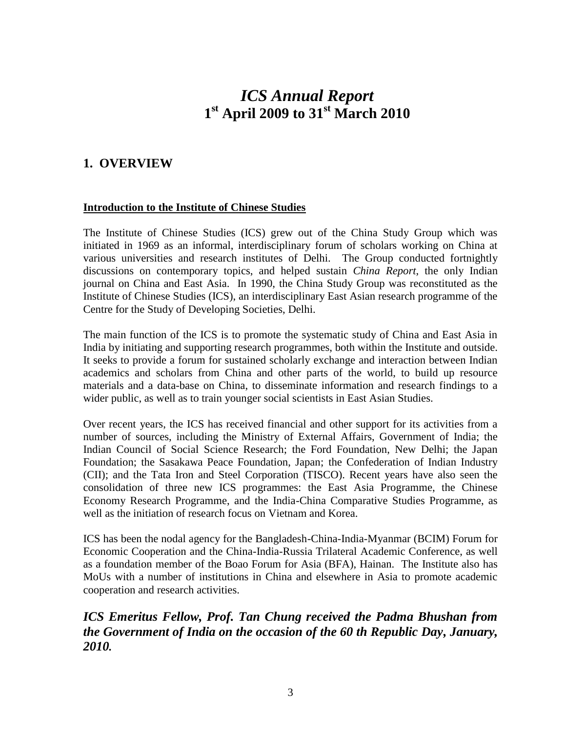# *ICS Annual Report*
# 1st April 2009 to 31st March 2010

## 1. OVERVIEW

**Introduction to the Institute of Chinese Studies**

The Institute of Chinese Studies (ICS) grew out of the China Study Group which was initiated in 1969 as an informal, interdisciplinary forum of scholars working on China at various universities and research institutes of Delhi. The Group conducted fortnightly discussions on contemporary topics, and helped sustain *China Report*, the only Indian journal on China and East Asia. In 1990, the China Study Group was reconstituted as the Institute of Chinese Studies (ICS), an interdisciplinary East Asian research programme of the Centre for the Study of Developing Societies, Delhi.

The main function of the ICS is to promote the systematic study of China and East Asia in India by initiating and supporting research programmes, both within the Institute and outside. It seeks to provide a forum for sustained scholarly exchange and interaction between Indian academics and scholars from China and other parts of the world, to build up resource materials and a data-base on China, to disseminate information and research findings to a wider public, as well as to train younger social scientists in East Asian Studies.

Over recent years, the ICS has received financial and other support for its activities from a number of sources, including the Ministry of External Affairs, Government of India; the Indian Council of Social Science Research; the Ford Foundation, New Delhi; the Japan Foundation; the Sasakawa Peace Foundation, Japan; the Confederation of Indian Industry (CII); and the Tata Iron and Steel Corporation (TISCO). Recent years have also seen the consolidation of three new ICS programmes: the East Asia Programme, the Chinese Economy Research Programme, and the India-China Comparative Studies Programme, as well as the initiation of research focus on Vietnam and Korea.

ICS has been the nodal agency for the Bangladesh-China-India-Myanmar (BCIM) Forum for Economic Cooperation and the China-India-Russia Trilateral Academic Conference, as well as a foundation member of the Boao Forum for Asia (BFA), Hainan. The Institute also has MoUs with a number of institutions in China and elsewhere in Asia to promote academic cooperation and research activities.

***ICS Emeritus Fellow, Prof. Tan Chung received the Padma Bhushan from the Government of India on the occasion of the 60 th Republic Day, January, 2010.***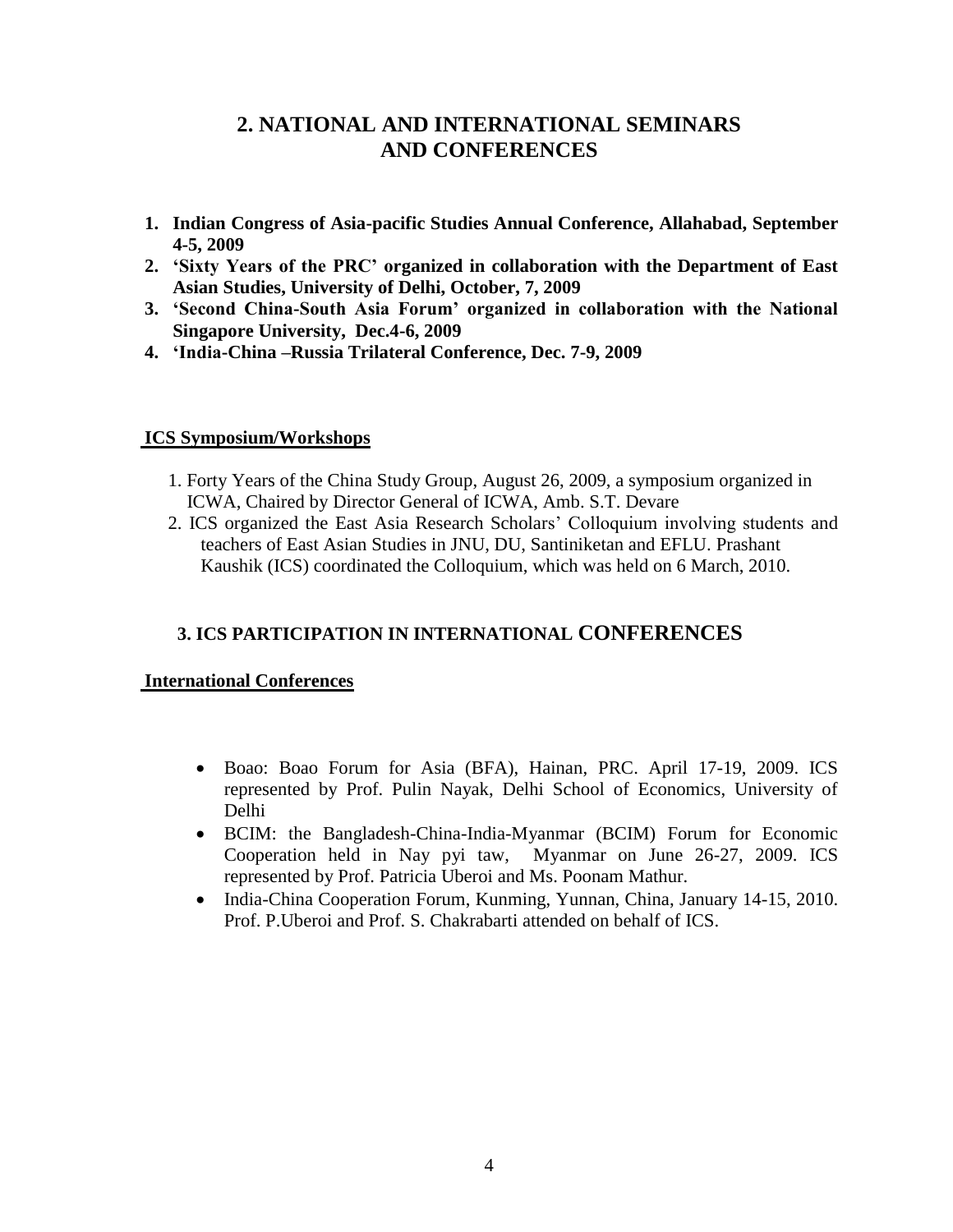## 2. NATIONAL AND INTERNATIONAL SEMINARS AND CONFERENCES

1. **Indian Congress of Asia-pacific Studies Annual Conference, Allahabad, September 4-5, 2009**
2. **'Sixty Years of the PRC' organized in collaboration with the Department of East Asian Studies, University of Delhi, October, 7, 2009**
3. **'Second China-South Asia Forum' organized in collaboration with the National Singapore University, Dec.4-6, 2009**
4. **'India-China –Russia Trilateral Conference, Dec. 7-9, 2009**

**ICS Symposium/Workshops**

1. Forty Years of the China Study Group, August 26, 2009, a symposium organized in ICWA, Chaired by Director General of ICWA, Amb. S.T. Devare
2. ICS organized the East Asia Research Scholars' Colloquium involving students and teachers of East Asian Studies in JNU, DU, Santiniketan and EFLU. Prashant Kaushik (ICS) coordinated the Colloquium, which was held on 6 March, 2010.

## 3. ICS PARTICIPATION IN INTERNATIONAL CONFERENCES

**International Conferences**

- Boao: Boao Forum for Asia (BFA), Hainan, PRC. April 17-19, 2009. ICS represented by Prof. Pulin Nayak, Delhi School of Economics, University of Delhi
- BCIM: the Bangladesh-China-India-Myanmar (BCIM) Forum for Economic Cooperation held in Nay pyi taw, Myanmar on June 26-27, 2009. ICS represented by Prof. Patricia Uberoi and Ms. Poonam Mathur.
- India-China Cooperation Forum, Kunming, Yunnan, China, January 14-15, 2010. Prof. P.Uberoi and Prof. S. Chakrabarti attended on behalf of ICS.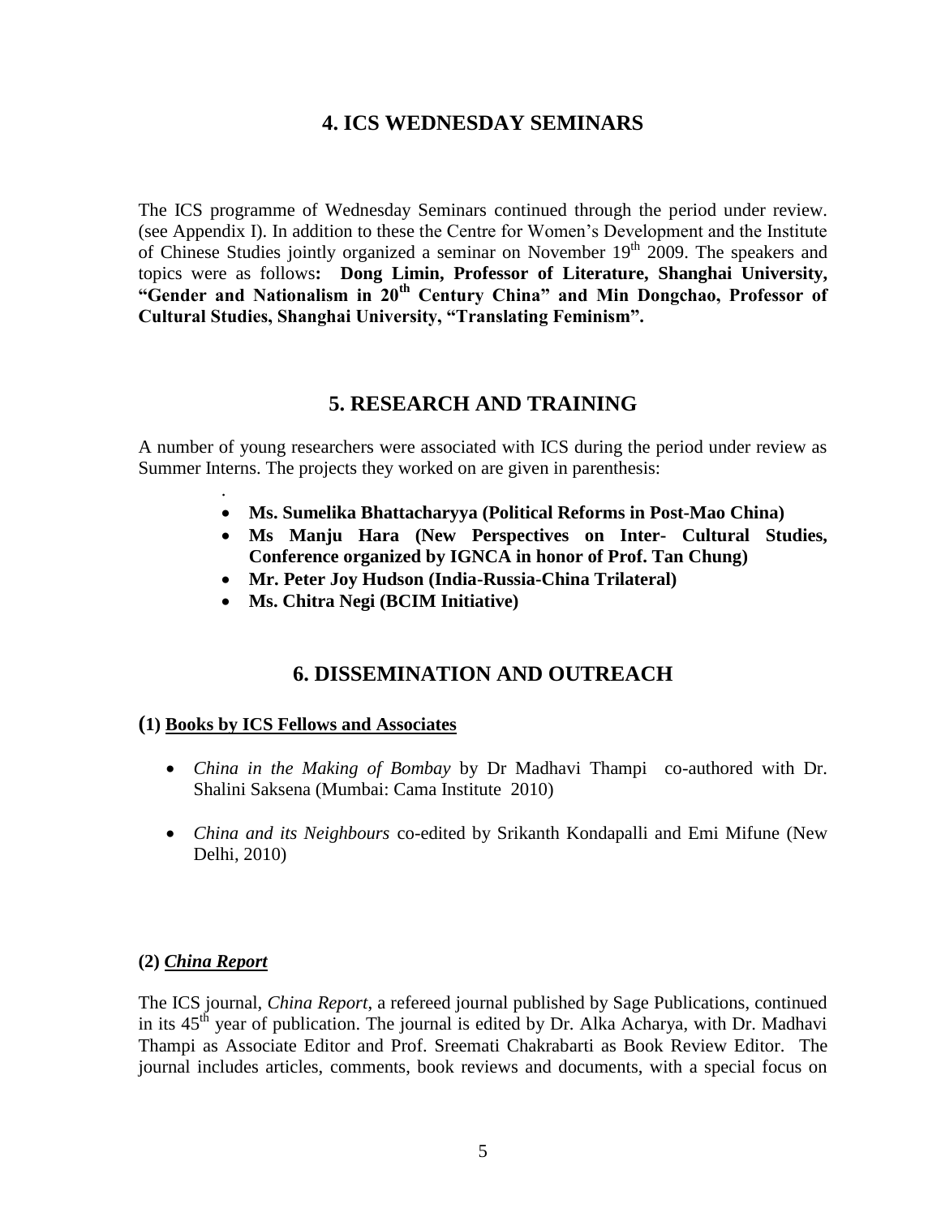## 4. ICS WEDNESDAY SEMINARS

The ICS programme of Wednesday Seminars continued through the period under review. (see Appendix I). In addition to these the Centre for Women's Development and the Institute of Chinese Studies jointly organized a seminar on November 19th 2009. The speakers and topics were as follows**: Dong Limin, Professor of Literature, Shanghai University, "Gender and Nationalism in 20th Century China" and Min Dongchao, Professor of Cultural Studies, Shanghai University, "Translating Feminism".**

## 5. RESEARCH AND TRAINING

A number of young researchers were associated with ICS during the period under review as Summer Interns. The projects they worked on are given in parenthesis:

- **Ms. Sumelika Bhattacharyya (Political Reforms in Post-Mao China)**
- **Ms Manju Hara (New Perspectives on Inter- Cultural Studies, Conference organized by IGNCA in honor of Prof. Tan Chung)**
- **Mr. Peter Joy Hudson (India-Russia-China Trilateral)**
- **Ms. Chitra Negi (BCIM Initiative)**

## 6. DISSEMINATION AND OUTREACH

### (1) Books by ICS Fellows and Associates

- *China in the Making of Bombay* by Dr Madhavi Thampi co-authored with Dr. Shalini Saksena (Mumbai: Cama Institute 2010)
- *China and its Neighbours* co-edited by Srikanth Kondapalli and Emi Mifune (New Delhi, 2010)

### (2) *China Report*

The ICS journal, *China Report*, a refereed journal published by Sage Publications, continued in its 45th year of publication. The journal is edited by Dr. Alka Acharya, with Dr. Madhavi Thampi as Associate Editor and Prof. Sreemati Chakrabarti as Book Review Editor. The journal includes articles, comments, book reviews and documents, with a special focus on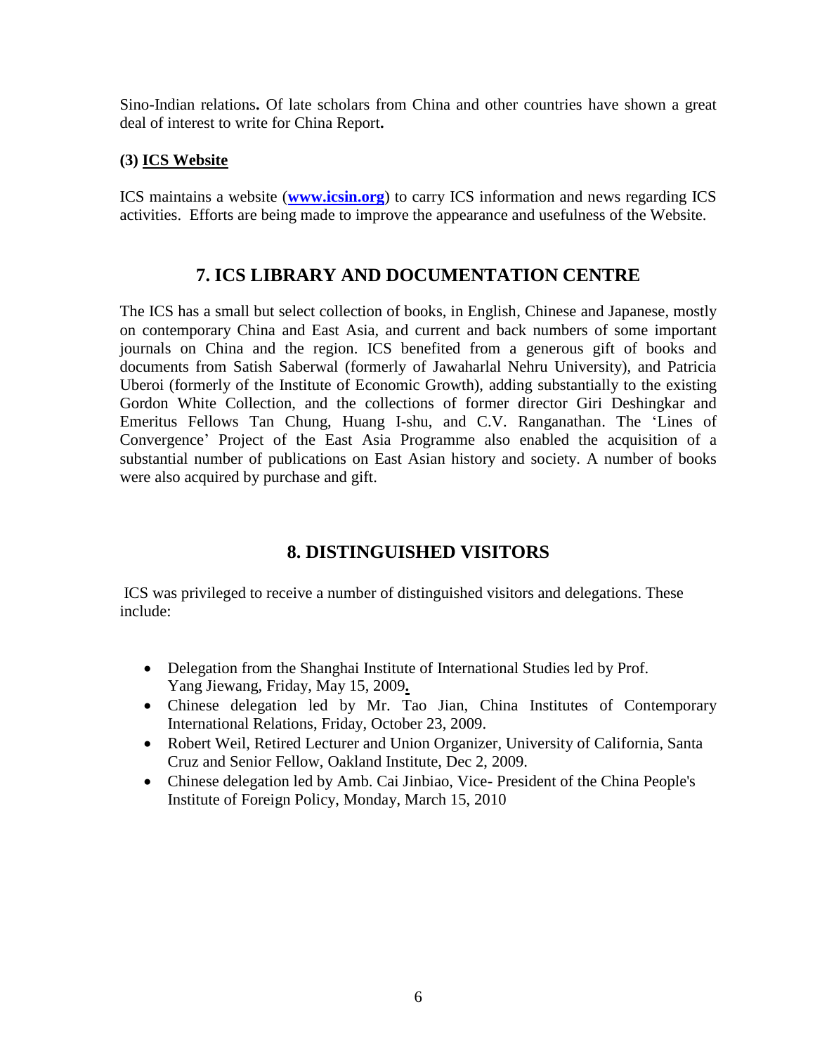Sino-Indian relations**.** Of late scholars from China and other countries have shown a great deal of interest to write for China Report**.**

**(3) ICS Website**

ICS maintains a website (**www.icsin.org**) to carry ICS information and news regarding ICS activities. Efforts are being made to improve the appearance and usefulness of the Website.

## 7. ICS LIBRARY AND DOCUMENTATION CENTRE

The ICS has a small but select collection of books, in English, Chinese and Japanese, mostly on contemporary China and East Asia, and current and back numbers of some important journals on China and the region. ICS benefited from a generous gift of books and documents from Satish Saberwal (formerly of Jawaharlal Nehru University), and Patricia Uberoi (formerly of the Institute of Economic Growth), adding substantially to the existing Gordon White Collection, and the collections of former director Giri Deshingkar and Emeritus Fellows Tan Chung, Huang I-shu, and C.V. Ranganathan. The 'Lines of Convergence' Project of the East Asia Programme also enabled the acquisition of a substantial number of publications on East Asian history and society. A number of books were also acquired by purchase and gift.

## 8. DISTINGUISHED VISITORS

ICS was privileged to receive a number of distinguished visitors and delegations. These include:

- Delegation from the Shanghai Institute of International Studies led by Prof. Yang Jiewang, Friday, May 15, 2009**.**
- Chinese delegation led by Mr. Tao Jian, China Institutes of Contemporary International Relations, Friday, October 23, 2009.
- Robert Weil, Retired Lecturer and Union Organizer, University of California, Santa Cruz and Senior Fellow, Oakland Institute, Dec 2, 2009.
- Chinese delegation led by Amb. Cai Jinbiao, Vice- President of the China People's Institute of Foreign Policy, Monday, March 15, 2010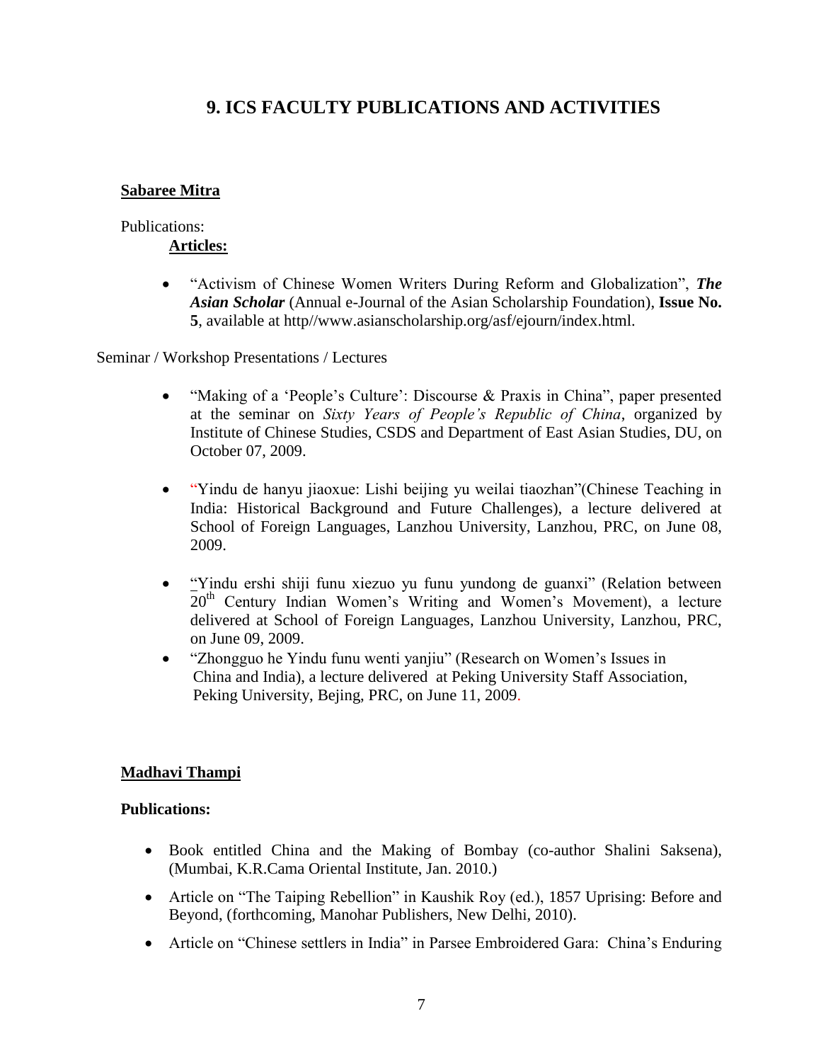# 9. ICS FACULTY PUBLICATIONS AND ACTIVITIES

**Sabaree Mitra**

Publications:

**Articles:**

- "Activism of Chinese Women Writers During Reform and Globalization", ***The Asian Scholar*** (Annual e-Journal of the Asian Scholarship Foundation), **Issue No. 5**, available at http//www.asianscholarship.org/asf/ejourn/index.html.

Seminar / Workshop Presentations / Lectures

- "Making of a 'People's Culture': Discourse & Praxis in China", paper presented at the seminar on *Sixty Years of People's Republic of China*, organized by Institute of Chinese Studies, CSDS and Department of East Asian Studies, DU, on October 07, 2009.
- "Yindu de hanyu jiaoxue: Lishi beijing yu weilai tiaozhan"(Chinese Teaching in India: Historical Background and Future Challenges), a lecture delivered at School of Foreign Languages, Lanzhou University, Lanzhou, PRC, on June 08, 2009.
- "Yindu ershi shiji funu xiezuo yu funu yundong de guanxi" (Relation between 20th Century Indian Women's Writing and Women's Movement), a lecture delivered at School of Foreign Languages, Lanzhou University, Lanzhou, PRC, on June 09, 2009.
- "Zhongguo he Yindu funu wenti yanjiu" (Research on Women's Issues in China and India), a lecture delivered at Peking University Staff Association, Peking University, Bejing, PRC, on June 11, 2009.

**Madhavi Thampi**

**Publications:**

- Book entitled China and the Making of Bombay (co-author Shalini Saksena), (Mumbai, K.R.Cama Oriental Institute, Jan. 2010.)
- Article on "The Taiping Rebellion" in Kaushik Roy (ed.), 1857 Uprising: Before and Beyond, (forthcoming, Manohar Publishers, New Delhi, 2010).
- Article on "Chinese settlers in India" in Parsee Embroidered Gara: China's Enduring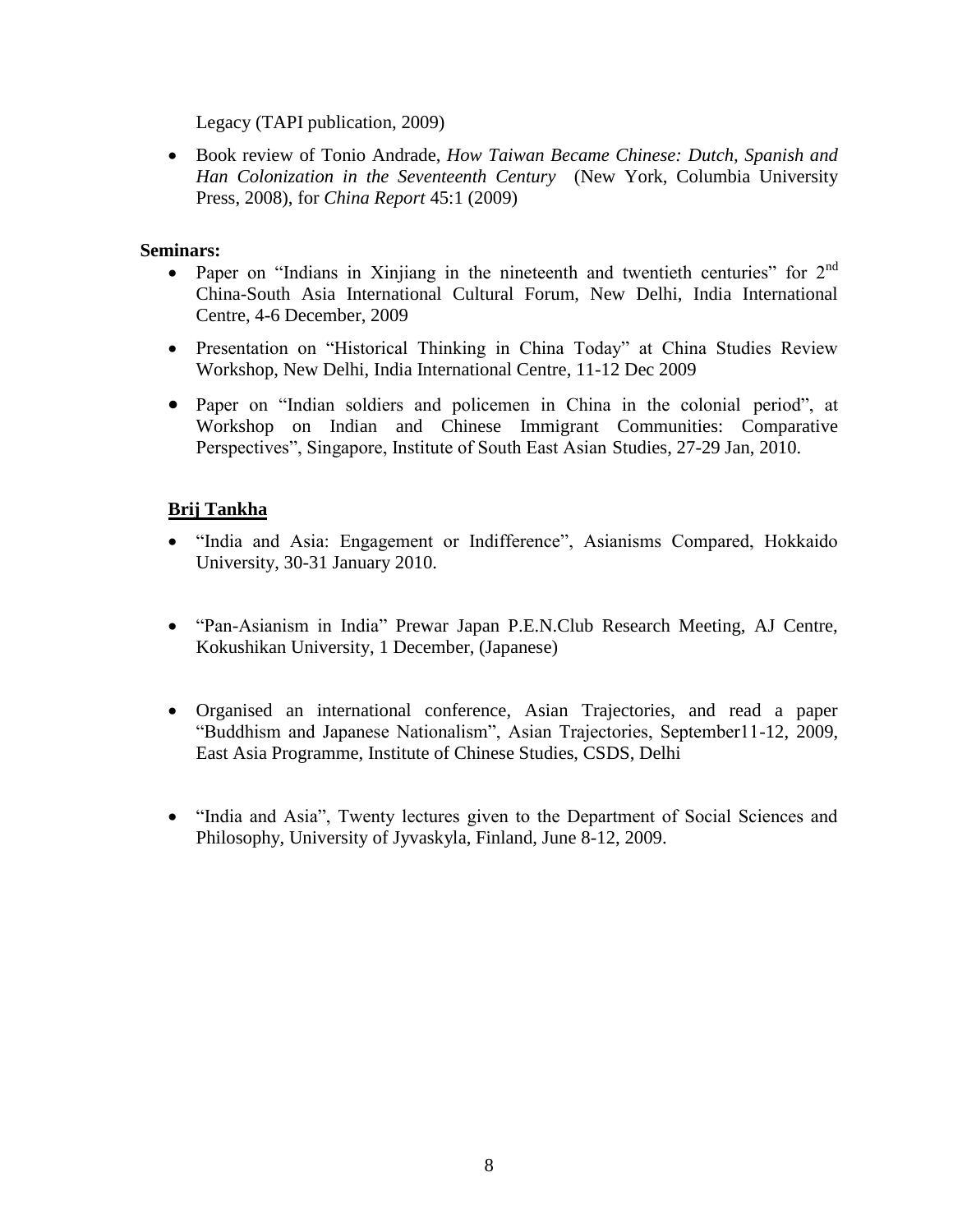Legacy (TAPI publication, 2009)

- Book review of Tonio Andrade, *How Taiwan Became Chinese: Dutch, Spanish and Han Colonization in the Seventeenth Century* (New York, Columbia University Press, 2008), for *China Report* 45:1 (2009)

**Seminars:**

- Paper on "Indians in Xinjiang in the nineteenth and twentieth centuries" for 2nd China-South Asia International Cultural Forum, New Delhi, India International Centre, 4-6 December, 2009
- Presentation on "Historical Thinking in China Today" at China Studies Review Workshop, New Delhi, India International Centre, 11-12 Dec 2009
- Paper on "Indian soldiers and policemen in China in the colonial period", at Workshop on Indian and Chinese Immigrant Communities: Comparative Perspectives", Singapore, Institute of South East Asian Studies, 27-29 Jan, 2010.

**Brij Tankha**

- "India and Asia: Engagement or Indifference", Asianisms Compared, Hokkaido University, 30-31 January 2010.
- "Pan-Asianism in India" Prewar Japan P.E.N.Club Research Meeting, AJ Centre, Kokushikan University, 1 December, (Japanese)
- Organised an international conference, Asian Trajectories, and read a paper "Buddhism and Japanese Nationalism", Asian Trajectories, September11-12, 2009, East Asia Programme, Institute of Chinese Studies, CSDS, Delhi
- "India and Asia", Twenty lectures given to the Department of Social Sciences and Philosophy, University of Jyvaskyla, Finland, June 8-12, 2009.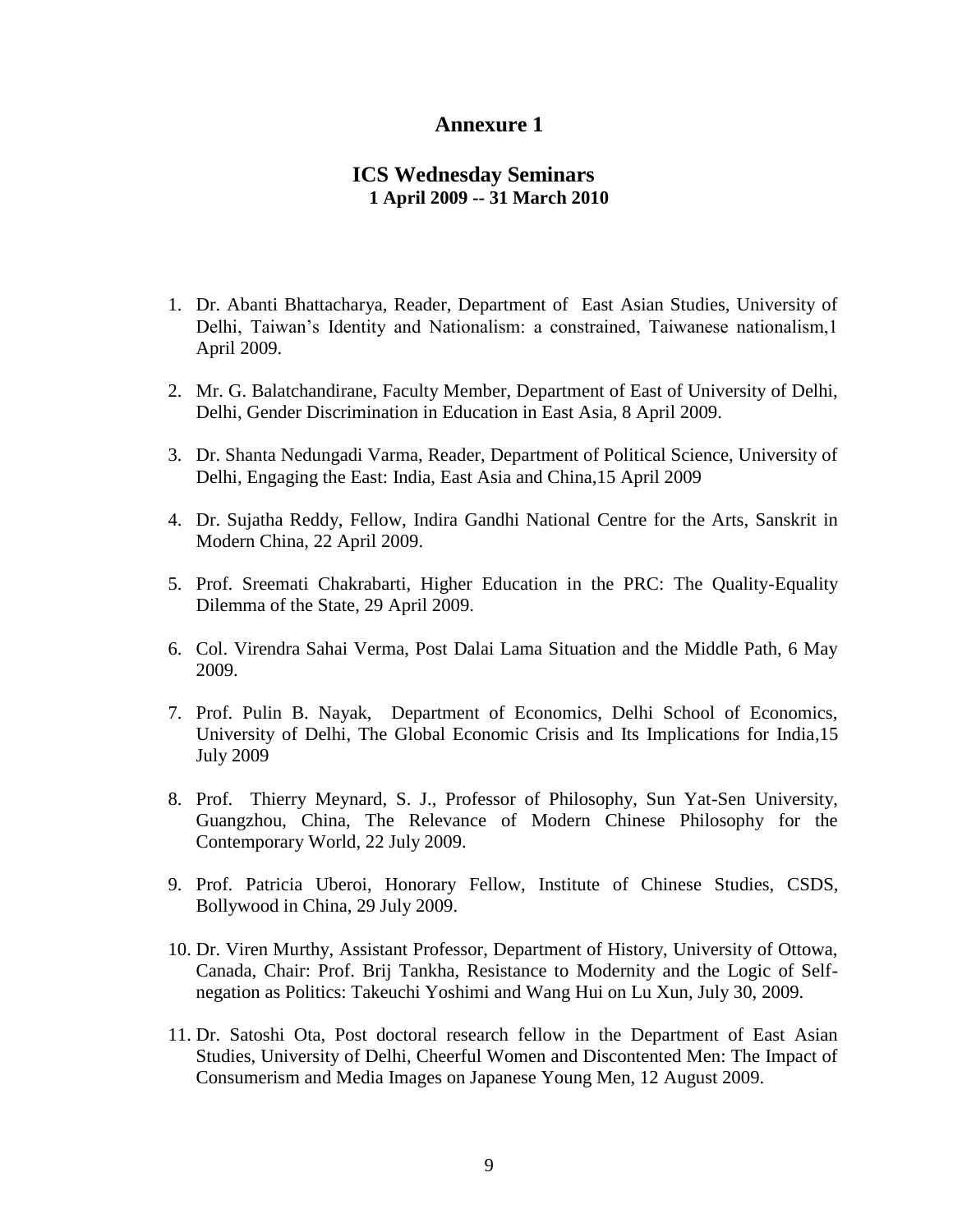# Annexure 1

## ICS Wednesday Seminars

**1 April 2009 -- 31 March 2010**

1. Dr. Abanti Bhattacharya, Reader, Department of East Asian Studies, University of Delhi, Taiwan's Identity and Nationalism: a constrained, Taiwanese nationalism,1 April 2009.

2. Mr. G. Balatchandirane, Faculty Member, Department of East of University of Delhi, Delhi, Gender Discrimination in Education in East Asia, 8 April 2009.

3. Dr. Shanta Nedungadi Varma, Reader, Department of Political Science, University of Delhi, Engaging the East: India, East Asia and China,15 April 2009

4. Dr. Sujatha Reddy, Fellow, Indira Gandhi National Centre for the Arts, Sanskrit in Modern China, 22 April 2009.

5. Prof. Sreemati Chakrabarti, Higher Education in the PRC: The Quality-Equality Dilemma of the State, 29 April 2009.

6. Col. Virendra Sahai Verma, Post Dalai Lama Situation and the Middle Path, 6 May 2009.

7. Prof. Pulin B. Nayak, Department of Economics, Delhi School of Economics, University of Delhi, The Global Economic Crisis and Its Implications for India,15 July 2009

8. Prof. Thierry Meynard, S. J., Professor of Philosophy, Sun Yat-Sen University, Guangzhou, China, The Relevance of Modern Chinese Philosophy for the Contemporary World, 22 July 2009.

9. Prof. Patricia Uberoi, Honorary Fellow, Institute of Chinese Studies, CSDS, Bollywood in China, 29 July 2009.

10. Dr. Viren Murthy, Assistant Professor, Department of History, University of Ottowa, Canada, Chair: Prof. Brij Tankha, Resistance to Modernity and the Logic of Self-negation as Politics: Takeuchi Yoshimi and Wang Hui on Lu Xun, July 30, 2009.

11. Dr. Satoshi Ota, Post doctoral research fellow in the Department of East Asian Studies, University of Delhi, Cheerful Women and Discontented Men: The Impact of Consumerism and Media Images on Japanese Young Men, 12 August 2009.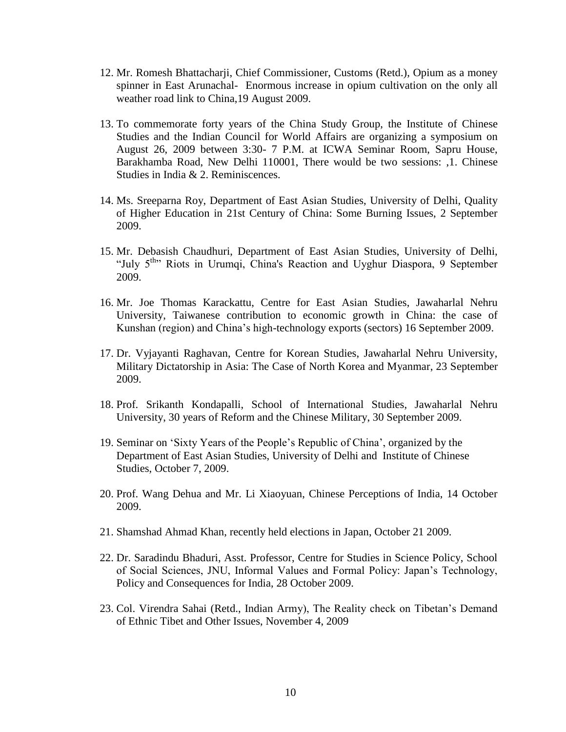12. Mr. Romesh Bhattacharji, Chief Commissioner, Customs (Retd.), Opium as a money spinner in East Arunachal- Enormous increase in opium cultivation on the only all weather road link to China,19 August 2009.

13. To commemorate forty years of the China Study Group, the Institute of Chinese Studies and the Indian Council for World Affairs are organizing a symposium on August 26, 2009 between 3:30- 7 P.M. at ICWA Seminar Room, Sapru House, Barakhamba Road, New Delhi 110001, There would be two sessions: ,1. Chinese Studies in India & 2. Reminiscences.

14. Ms. Sreeparna Roy, Department of East Asian Studies, University of Delhi, Quality of Higher Education in 21st Century of China: Some Burning Issues, 2 September 2009.

15. Mr. Debasish Chaudhuri, Department of East Asian Studies, University of Delhi, "July 5th" Riots in Urumqi, China's Reaction and Uyghur Diaspora, 9 September 2009.

16. Mr. Joe Thomas Karackattu, Centre for East Asian Studies, Jawaharlal Nehru University, Taiwanese contribution to economic growth in China: the case of Kunshan (region) and China's high-technology exports (sectors) 16 September 2009.

17. Dr. Vyjayanti Raghavan, Centre for Korean Studies, Jawaharlal Nehru University, Military Dictatorship in Asia: The Case of North Korea and Myanmar, 23 September 2009.

18. Prof. Srikanth Kondapalli, School of International Studies, Jawaharlal Nehru University, 30 years of Reform and the Chinese Military, 30 September 2009.

19. Seminar on 'Sixty Years of the People's Republic of China', organized by the Department of East Asian Studies, University of Delhi and Institute of Chinese Studies, October 7, 2009.

20. Prof. Wang Dehua and Mr. Li Xiaoyuan, Chinese Perceptions of India, 14 October 2009.

21. Shamshad Ahmad Khan, recently held elections in Japan, October 21 2009.

22. Dr. Saradindu Bhaduri, Asst. Professor, Centre for Studies in Science Policy, School of Social Sciences, JNU, Informal Values and Formal Policy: Japan's Technology, Policy and Consequences for India, 28 October 2009.

23. Col. Virendra Sahai (Retd., Indian Army), The Reality check on Tibetan's Demand of Ethnic Tibet and Other Issues, November 4, 2009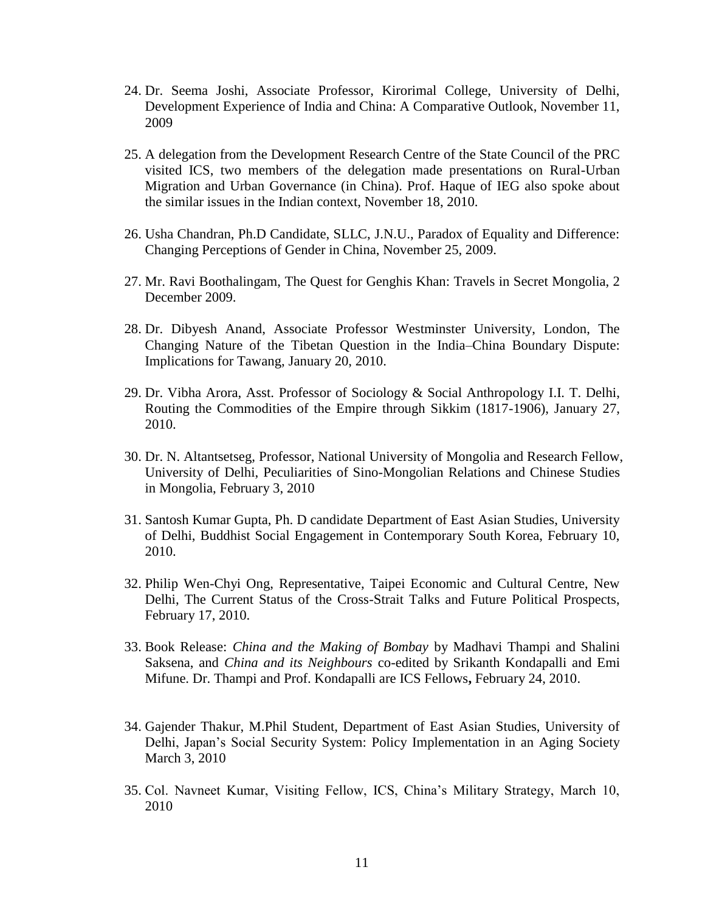24. Dr. Seema Joshi, Associate Professor, Kirorimal College, University of Delhi, Development Experience of India and China: A Comparative Outlook, November 11, 2009

25. A delegation from the Development Research Centre of the State Council of the PRC visited ICS, two members of the delegation made presentations on Rural-Urban Migration and Urban Governance (in China). Prof. Haque of IEG also spoke about the similar issues in the Indian context, November 18, 2010.

26. Usha Chandran, Ph.D Candidate, SLLC, J.N.U., Paradox of Equality and Difference: Changing Perceptions of Gender in China, November 25, 2009.

27. Mr. Ravi Boothalingam, The Quest for Genghis Khan: Travels in Secret Mongolia, 2 December 2009.

28. Dr. Dibyesh Anand, Associate Professor Westminster University, London, The Changing Nature of the Tibetan Question in the India–China Boundary Dispute: Implications for Tawang, January 20, 2010.

29. Dr. Vibha Arora, Asst. Professor of Sociology & Social Anthropology I.I. T. Delhi, Routing the Commodities of the Empire through Sikkim (1817-1906), January 27, 2010.

30. Dr. N. Altantsetseg, Professor, National University of Mongolia and Research Fellow, University of Delhi, Peculiarities of Sino-Mongolian Relations and Chinese Studies in Mongolia, February 3, 2010

31. Santosh Kumar Gupta, Ph. D candidate Department of East Asian Studies, University of Delhi, Buddhist Social Engagement in Contemporary South Korea, February 10, 2010.

32. Philip Wen-Chyi Ong, Representative, Taipei Economic and Cultural Centre, New Delhi, The Current Status of the Cross-Strait Talks and Future Political Prospects, February 17, 2010.

33. Book Release: *China and the Making of Bombay* by Madhavi Thampi and Shalini Saksena, and *China and its Neighbours* co-edited by Srikanth Kondapalli and Emi Mifune. Dr. Thampi and Prof. Kondapalli are ICS Fellows**,** February 24, 2010.

34. Gajender Thakur, M.Phil Student, Department of East Asian Studies, University of Delhi, Japan's Social Security System: Policy Implementation in an Aging Society March 3, 2010

35. Col. Navneet Kumar, Visiting Fellow, ICS, China's Military Strategy, March 10, 2010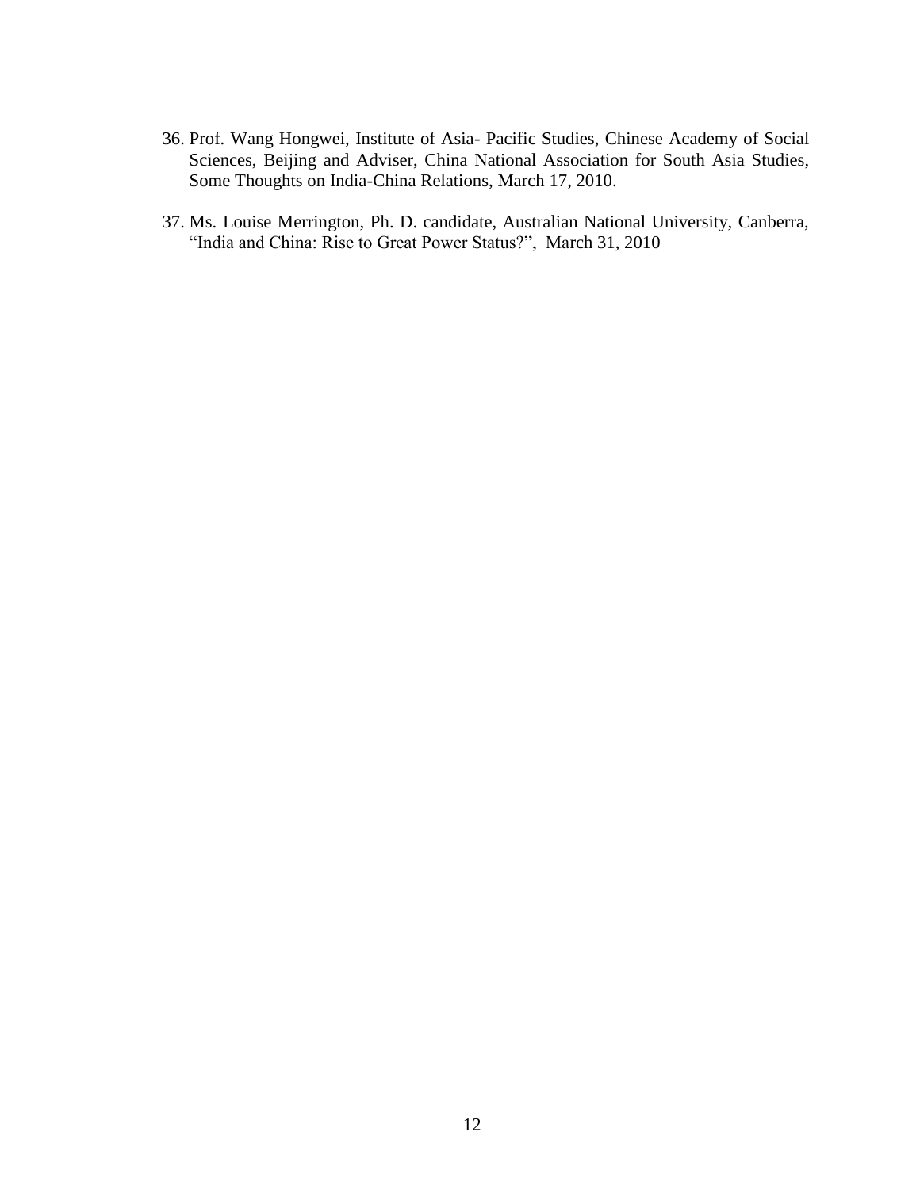36. Prof. Wang Hongwei, Institute of Asia- Pacific Studies, Chinese Academy of Social Sciences, Beijing and Adviser, China National Association for South Asia Studies, Some Thoughts on India-China Relations, March 17, 2010.

37. Ms. Louise Merrington, Ph. D. candidate, Australian National University, Canberra, "India and China: Rise to Great Power Status?", March 31, 2010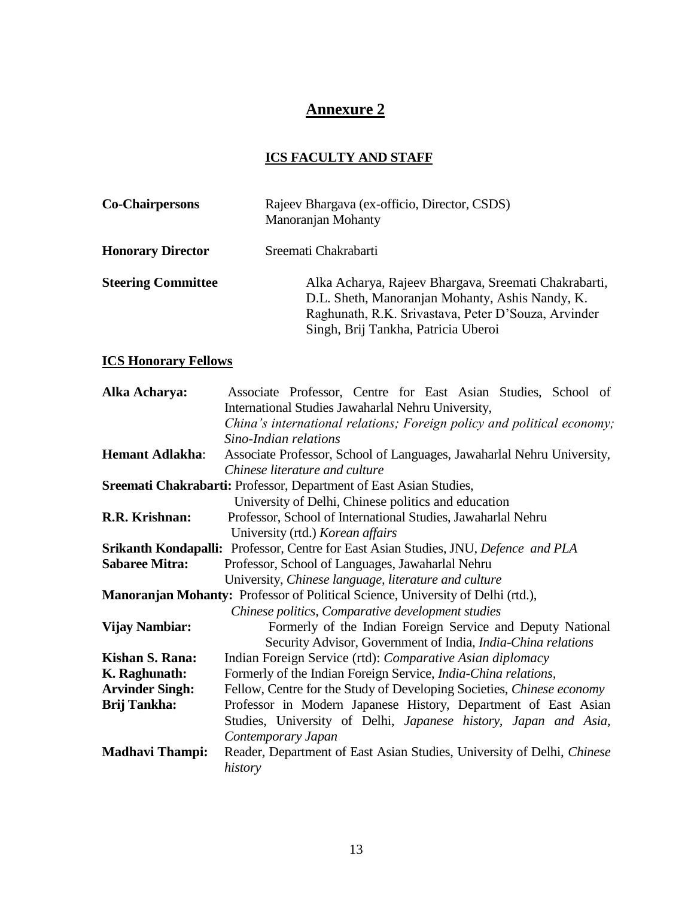# Annexure 2

## ICS FACULTY AND STAFF

**Co-Chairpersons** Rajeev Bhargava (ex-officio, Director, CSDS)
Manoranjan Mohanty

**Honorary Director** Sreemati Chakrabarti

**Steering Committee** Alka Acharya, Rajeev Bhargava, Sreemati Chakrabarti, D.L. Sheth, Manoranjan Mohanty, Ashis Nandy, K. Raghunath, R.K. Srivastava, Peter D'Souza, Arvinder Singh, Brij Tankha, Patricia Uberoi

### ICS Honorary Fellows

**Alka Acharya:** Associate Professor, Centre for East Asian Studies, School of International Studies Jawaharlal Nehru University, *China's international relations; Foreign policy and political economy; Sino-Indian relations*

**Hemant Adlakha**: Associate Professor, School of Languages, Jawaharlal Nehru University, *Chinese literature and culture*

**Sreemati Chakrabarti:** Professor, Department of East Asian Studies, University of Delhi, Chinese politics and education

**R.R. Krishnan:** Professor, School of International Studies, Jawaharlal Nehru University (rtd.) *Korean affairs*

**Srikanth Kondapalli:** Professor, Centre for East Asian Studies, JNU, *Defence and PLA*

**Sabaree Mitra:** Professor, School of Languages, Jawaharlal Nehru University, *Chinese language, literature and culture*

**Manoranjan Mohanty:** Professor of Political Science, University of Delhi (rtd.), *Chinese politics, Comparative development studies*

**Vijay Nambiar:** Formerly of the Indian Foreign Service and Deputy National Security Advisor, Government of India, *India-China relations*

**Kishan S. Rana:** Indian Foreign Service (rtd): *Comparative Asian diplomacy*

**K. Raghunath:** Formerly of the Indian Foreign Service, *India-China relations,*

**Arvinder Singh:** Fellow, Centre for the Study of Developing Societies, *Chinese economy*

**Brij Tankha:** Professor in Modern Japanese History, Department of East Asian Studies, University of Delhi, *Japanese history, Japan and Asia, Contemporary Japan*

**Madhavi Thampi:** Reader, Department of East Asian Studies, University of Delhi, *Chinese history*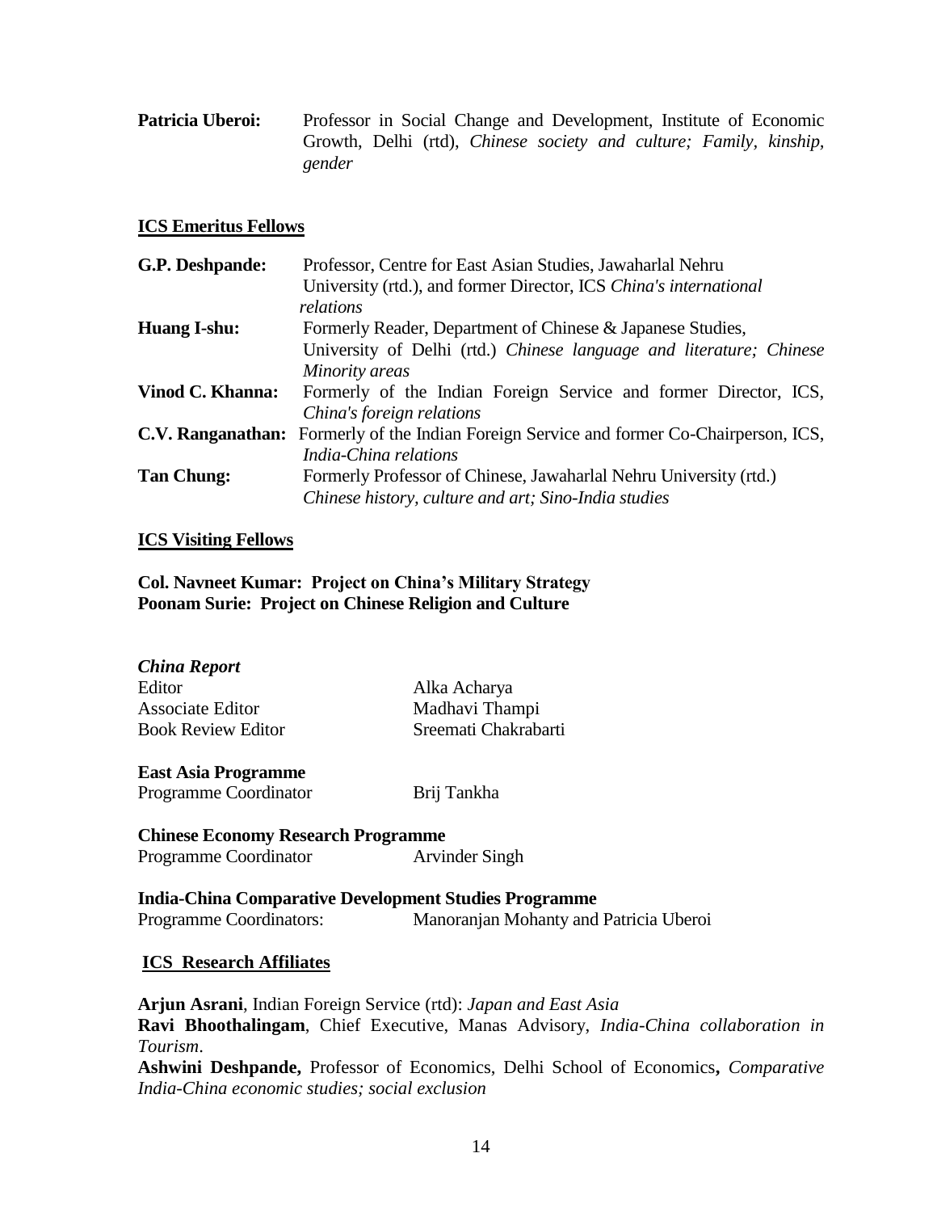**Patricia Uberoi:** Professor in Social Change and Development, Institute of Economic Growth, Delhi (rtd), *Chinese society and culture; Family, kinship, gender*

## ICS Emeritus Fellows

**G.P. Deshpande:** Professor, Centre for East Asian Studies, Jawaharlal Nehru University (rtd.), and former Director, ICS *China's international relations*

**Huang I-shu:** Formerly Reader, Department of Chinese & Japanese Studies, University of Delhi (rtd.) *Chinese language and literature; Chinese Minority areas*

**Vinod C. Khanna:** Formerly of the Indian Foreign Service and former Director, ICS, *China's foreign relations*

**C.V. Ranganathan:** Formerly of the Indian Foreign Service and former Co-Chairperson, ICS, *India-China relations*

**Tan Chung:** Formerly Professor of Chinese, Jawaharlal Nehru University (rtd.) *Chinese history, culture and art; Sino-India studies*

## ICS Visiting Fellows

**Col. Navneet Kumar: Project on China's Military Strategy**
**Poonam Surie: Project on Chinese Religion and Culture**

***China Report***

| | |
|---|---|
| Editor | Alka Acharya |
| Associate Editor | Madhavi Thampi |
| Book Review Editor | Sreemati Chakrabarti |

**East Asia Programme**

Programme Coordinator — Brij Tankha

**Chinese Economy Research Programme**

Programme Coordinator — Arvinder Singh

**India-China Comparative Development Studies Programme**

Programme Coordinators: — Manoranjan Mohanty and Patricia Uberoi

## ICS Research Affiliates

**Arjun Asrani**, Indian Foreign Service (rtd): *Japan and East Asia*

**Ravi Bhoothalingam**, Chief Executive, Manas Advisory, *India-China collaboration in Tourism*.

**Ashwini Deshpande,** Professor of Economics, Delhi School of Economics**,** *Comparative India-China economic studies; social exclusion*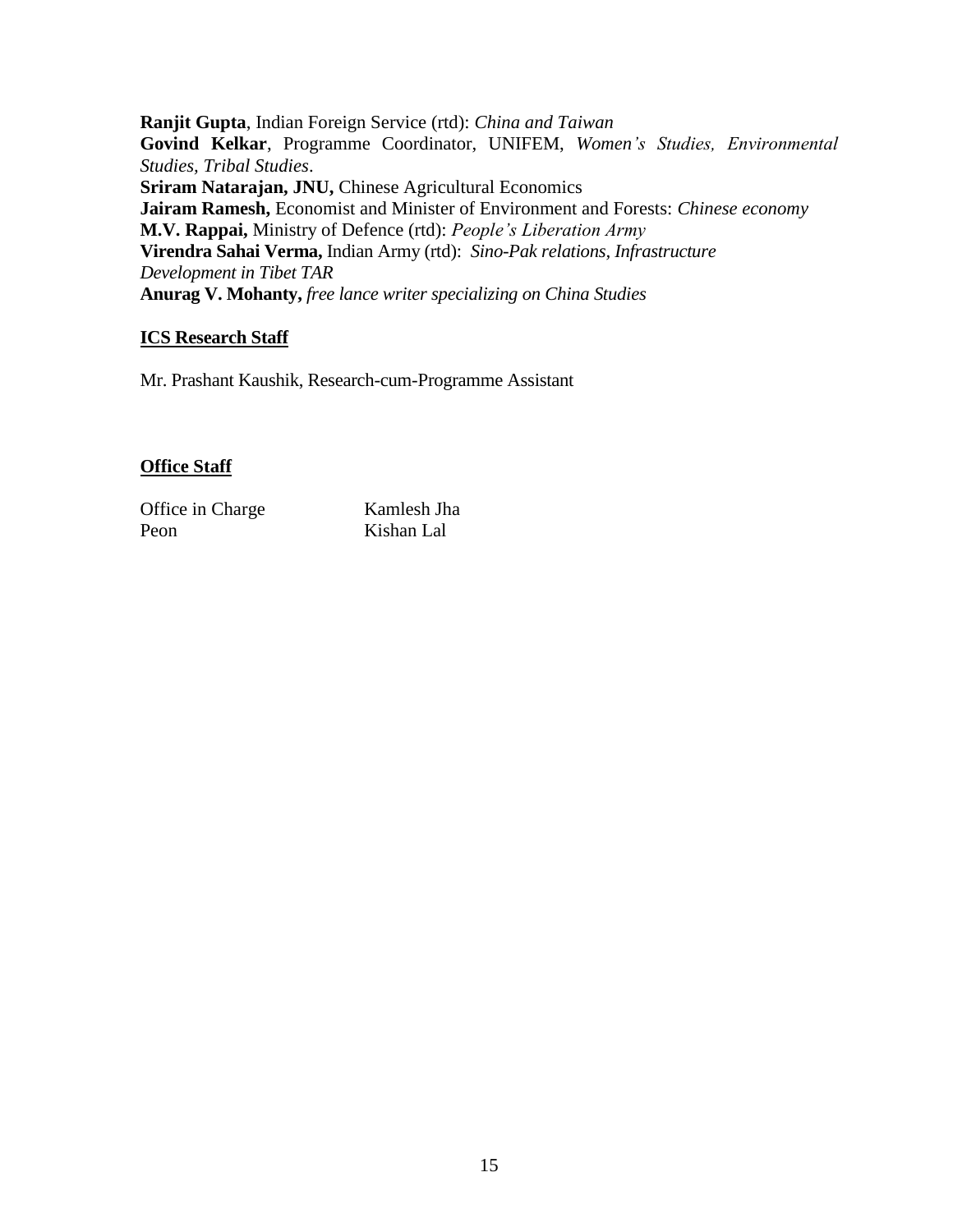**Ranjit Gupta**, Indian Foreign Service (rtd): *China and Taiwan*
**Govind Kelkar**, Programme Coordinator, UNIFEM, *Women's Studies, Environmental Studies, Tribal Studies*.
**Sriram Natarajan, JNU,** Chinese Agricultural Economics
**Jairam Ramesh,** Economist and Minister of Environment and Forests: *Chinese economy*
**M.V. Rappai,** Ministry of Defence (rtd): *People's Liberation Army*
**Virendra Sahai Verma,** Indian Army (rtd): *Sino-Pak relations, Infrastructure Development in Tibet TAR*
**Anurag V. Mohanty,** *free lance writer specializing on China Studies*

**ICS Research Staff**

Mr. Prashant Kaushik, Research-cum-Programme Assistant

**Office Staff**

| | |
|---|---|
| Office in Charge | Kamlesh Jha |
| Peon | Kishan Lal |